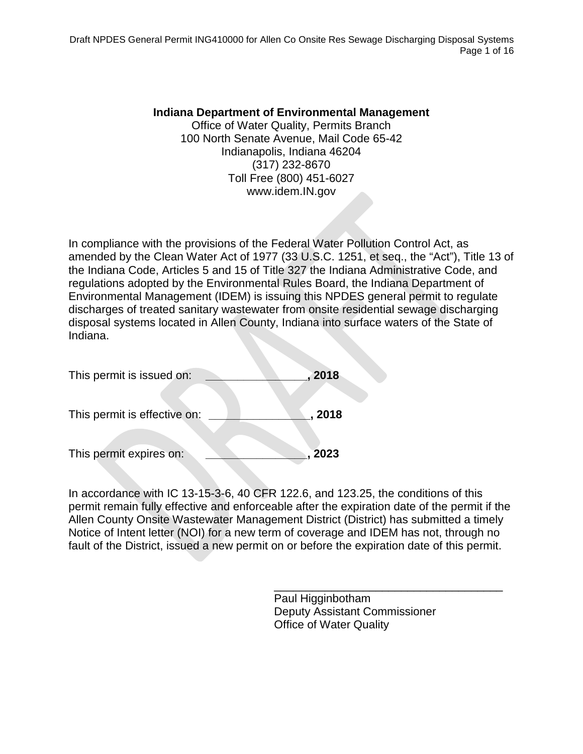**Indiana Department of Environmental Management**
Office of Water Quality, Permits Branch
100 North Senate Avenue, Mail Code 65-42
Indianapolis, Indiana 46204
(317) 232-8670
Toll Free (800) 451-6027
www.idem.IN.gov

In compliance with the provisions of the Federal Water Pollution Control Act, as amended by the Clean Water Act of 1977 (33 U.S.C. 1251, et seq., the “Act”), Title 13 of the Indiana Code, Articles 5 and 15 of Title 327 the Indiana Administrative Code, and regulations adopted by the Environmental Rules Board, the Indiana Department of Environmental Management (IDEM) is issuing this NPDES general permit to regulate discharges of treated sanitary wastewater from onsite residential sewage discharging disposal systems located in Allen County, Indiana into surface waters of the State of Indiana.

This permit is issued on: _______________**, 2018**

This permit is effective on: _______________**, 2018**

This permit expires on: _______________**, 2023**

In accordance with IC 13-15-3-6, 40 CFR 122.6, and 123.25, the conditions of this permit remain fully effective and enforceable after the expiration date of the permit if the Allen County Onsite Wastewater Management District (District) has submitted a timely Notice of Intent letter (NOI) for a new term of coverage and IDEM has not, through no fault of the District, issued a new permit on or before the expiration date of this permit.

___________________________________
Paul Higginbotham
Deputy Assistant Commissioner
Office of Water Quality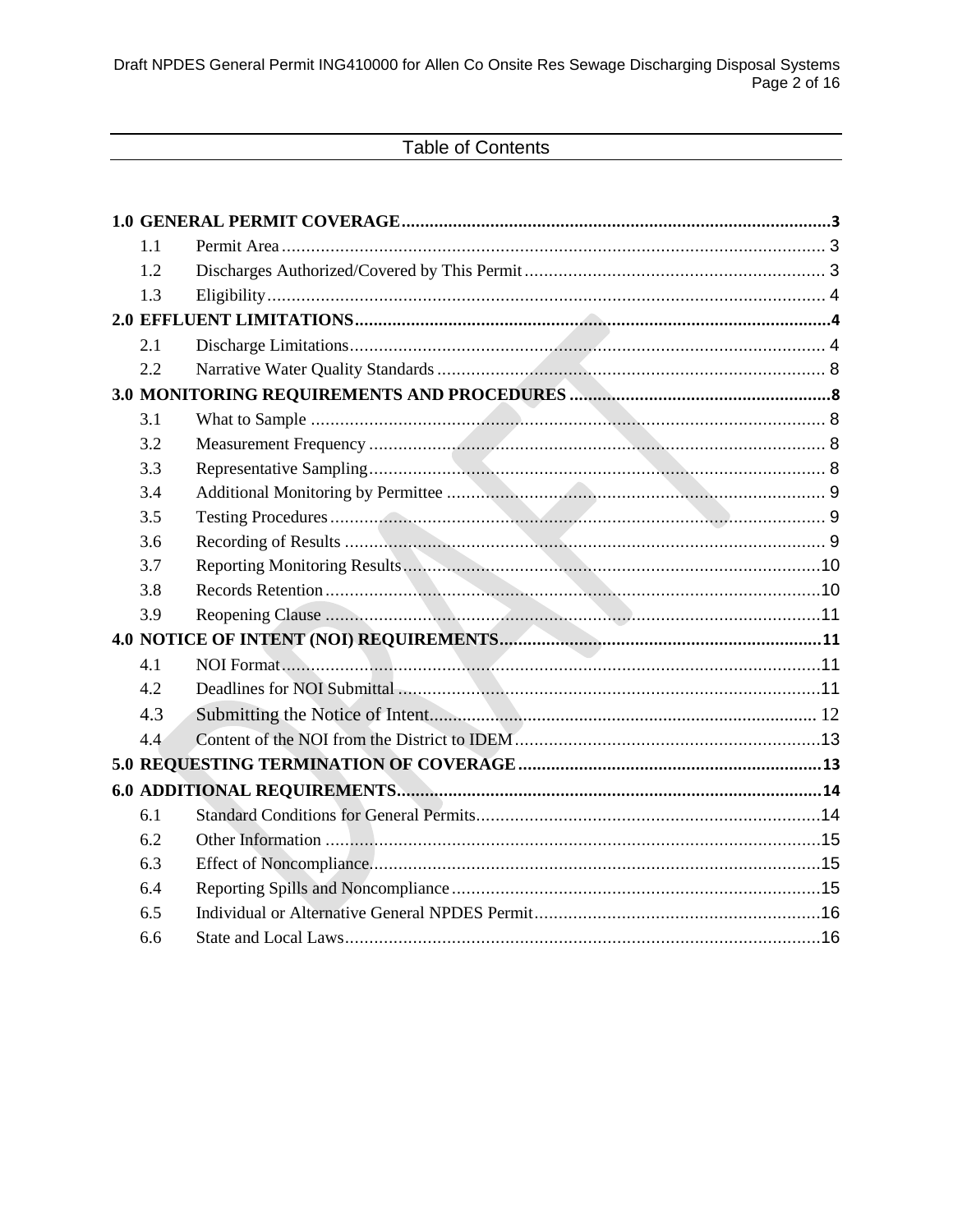## Table of Contents

**1.0 GENERAL PERMIT COVERAGE** .......... 3

- 1.1 Permit Area .......... 3
- 1.2 Discharges Authorized/Covered by This Permit .......... 3
- 1.3 Eligibility .......... 4

**2.0 EFFLUENT LIMITATIONS** .......... 4

- 2.1 Discharge Limitations .......... 4
- 2.2 Narrative Water Quality Standards .......... 8

**3.0 MONITORING REQUIREMENTS AND PROCEDURES** .......... 8

- 3.1 What to Sample .......... 8
- 3.2 Measurement Frequency .......... 8
- 3.3 Representative Sampling .......... 8
- 3.4 Additional Monitoring by Permittee .......... 9
- 3.5 Testing Procedures .......... 9
- 3.6 Recording of Results .......... 9
- 3.7 Reporting Monitoring Results .......... 10
- 3.8 Records Retention .......... 10
- 3.9 Reopening Clause .......... 11

**4.0 NOTICE OF INTENT (NOI) REQUIREMENTS** .......... 11

- 4.1 NOI Format .......... 11
- 4.2 Deadlines for NOI Submittal .......... 11
- 4.3 Submitting the Notice of Intent .......... 12
- 4.4 Content of the NOI from the District to IDEM .......... 13

**5.0 REQUESTING TERMINATION OF COVERAGE** .......... 13

**6.0 ADDITIONAL REQUIREMENTS** .......... 14

- 6.1 Standard Conditions for General Permits .......... 14
- 6.2 Other Information .......... 15
- 6.3 Effect of Noncompliance .......... 15
- 6.4 Reporting Spills and Noncompliance .......... 15
- 6.5 Individual or Alternative General NPDES Permit .......... 16
- 6.6 State and Local Laws .......... 16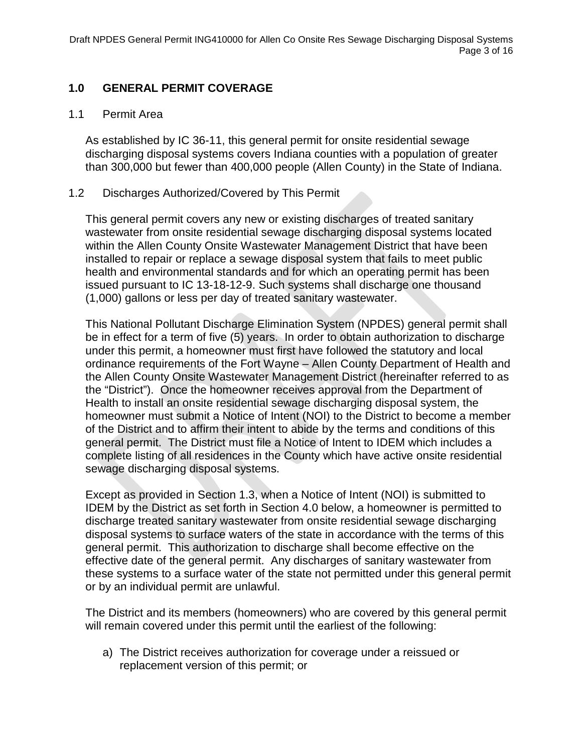## 1.0 GENERAL PERMIT COVERAGE

### 1.1 Permit Area

As established by IC 36-11, this general permit for onsite residential sewage discharging disposal systems covers Indiana counties with a population of greater than 300,000 but fewer than 400,000 people (Allen County) in the State of Indiana.

### 1.2 Discharges Authorized/Covered by This Permit

This general permit covers any new or existing discharges of treated sanitary wastewater from onsite residential sewage discharging disposal systems located within the Allen County Onsite Wastewater Management District that have been installed to repair or replace a sewage disposal system that fails to meet public health and environmental standards and for which an operating permit has been issued pursuant to IC 13-18-12-9. Such systems shall discharge one thousand (1,000) gallons or less per day of treated sanitary wastewater.

This National Pollutant Discharge Elimination System (NPDES) general permit shall be in effect for a term of five (5) years. In order to obtain authorization to discharge under this permit, a homeowner must first have followed the statutory and local ordinance requirements of the Fort Wayne – Allen County Department of Health and the Allen County Onsite Wastewater Management District (hereinafter referred to as the "District"). Once the homeowner receives approval from the Department of Health to install an onsite residential sewage discharging disposal system, the homeowner must submit a Notice of Intent (NOI) to the District to become a member of the District and to affirm their intent to abide by the terms and conditions of this general permit. The District must file a Notice of Intent to IDEM which includes a complete listing of all residences in the County which have active onsite residential sewage discharging disposal systems.

Except as provided in Section 1.3, when a Notice of Intent (NOI) is submitted to IDEM by the District as set forth in Section 4.0 below, a homeowner is permitted to discharge treated sanitary wastewater from onsite residential sewage discharging disposal systems to surface waters of the state in accordance with the terms of this general permit. This authorization to discharge shall become effective on the effective date of the general permit. Any discharges of sanitary wastewater from these systems to a surface water of the state not permitted under this general permit or by an individual permit are unlawful.

The District and its members (homeowners) who are covered by this general permit will remain covered under this permit until the earliest of the following:

a) The District receives authorization for coverage under a reissued or replacement version of this permit; or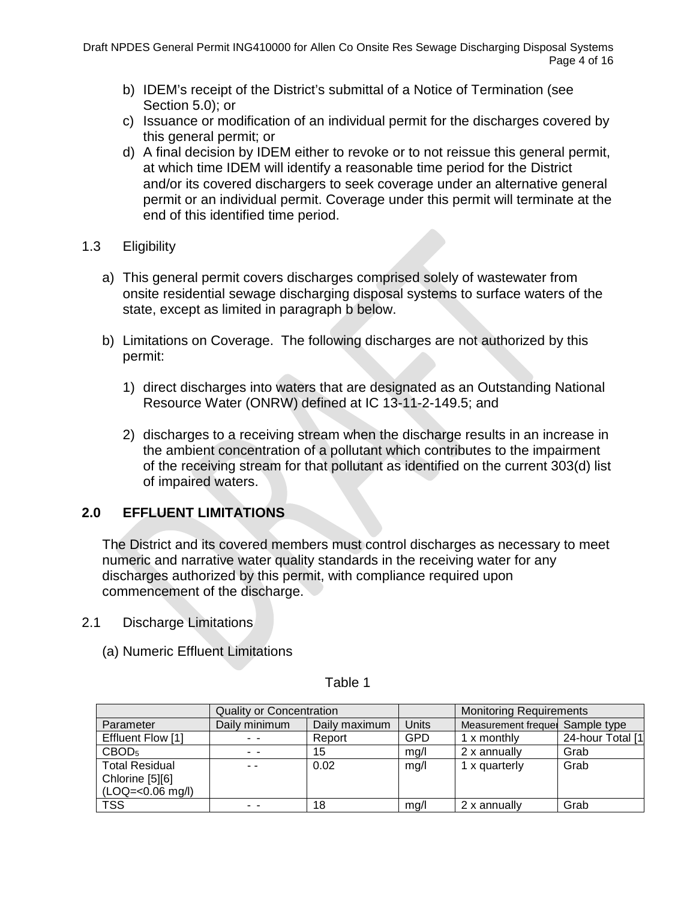b) IDEM's receipt of the District's submittal of a Notice of Termination (see Section 5.0); or
c) Issuance or modification of an individual permit for the discharges covered by this general permit; or
d) A final decision by IDEM either to revoke or to not reissue this general permit, at which time IDEM will identify a reasonable time period for the District and/or its covered dischargers to seek coverage under an alternative general permit or an individual permit. Coverage under this permit will terminate at the end of this identified time period.

1.3 Eligibility

a) This general permit covers discharges comprised solely of wastewater from onsite residential sewage discharging disposal systems to surface waters of the state, except as limited in paragraph b below.

b) Limitations on Coverage. The following discharges are not authorized by this permit:

   1) direct discharges into waters that are designated as an Outstanding National Resource Water (ONRW) defined at IC 13-11-2-149.5; and

   2) discharges to a receiving stream when the discharge results in an increase in the ambient concentration of a pollutant which contributes to the impairment of the receiving stream for that pollutant as identified on the current 303(d) list of impaired waters.

## 2.0 EFFLUENT LIMITATIONS

The District and its covered members must control discharges as necessary to meet numeric and narrative water quality standards in the receiving water for any discharges authorized by this permit, with compliance required upon commencement of the discharge.

2.1 Discharge Limitations

(a) Numeric Effluent Limitations

Table 1

| | Quality or Concentration | | | Monitoring Requirements | |
|---|---|---|---|---|---|
| Parameter | Daily minimum | Daily maximum | Units | Measurement frequer | Sample type |
| Effluent Flow [1] | - - | Report | GPD | 1 x monthly | 24-hour Total [1 |
| $CBOD_5$ | - - | 15 | mg/l | 2 x annually | Grab |
| Total Residual Chlorine [5][6] (LOQ=<0.06 mg/l) | - - | 0.02 | mg/l | 1 x quarterly | Grab |
| TSS | - - | 18 | mg/l | 2 x annually | Grab |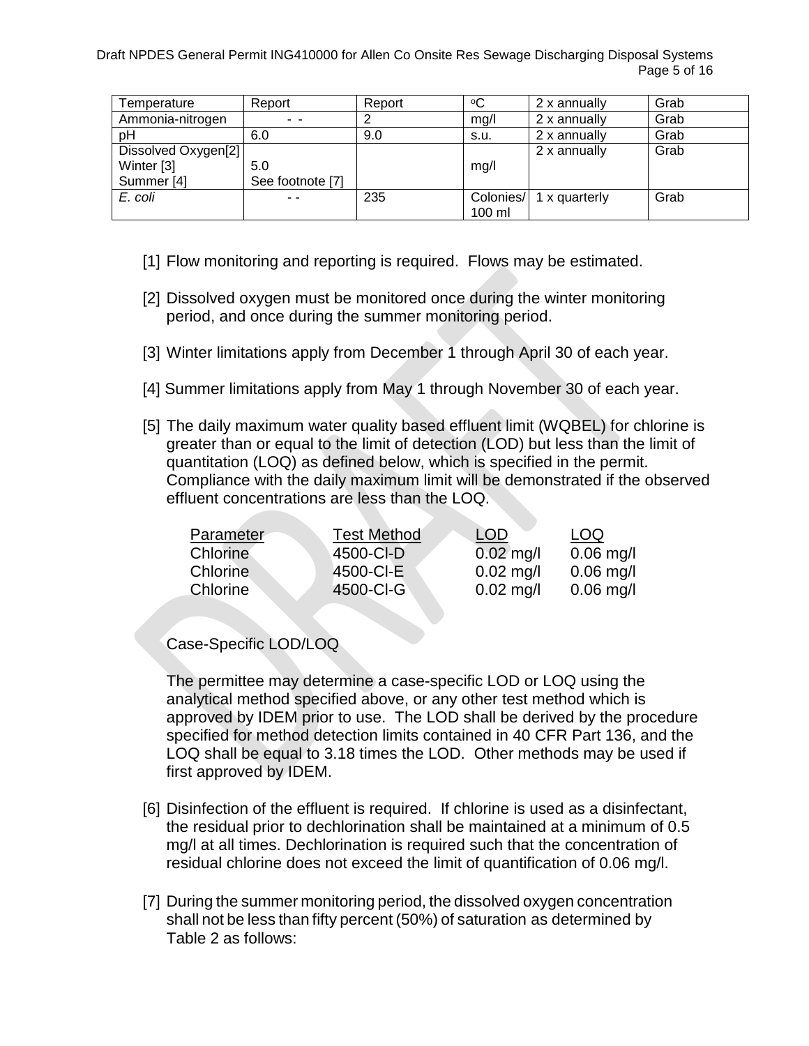| Temperature | Report | Report | °C | 2 x annually | Grab |
|---|---|---|---|---|---|
| Ammonia-nitrogen | - - | 2 | mg/l | 2 x annually | Grab |
| pH | 6.0 | 9.0 | s.u. | 2 x annually | Grab |
| Dissolved Oxygen[2]<br>Winter [3]<br>Summer [4] | <br>5.0<br>See footnote [7] | | <br>mg/l | 2 x annually | Grab |
| *E. coli* | - - | 235 | Colonies/ 100 ml | 1 x quarterly | Grab |

[1] Flow monitoring and reporting is required. Flows may be estimated.

[2] Dissolved oxygen must be monitored once during the winter monitoring period, and once during the summer monitoring period.

[3] Winter limitations apply from December 1 through April 30 of each year.

[4] Summer limitations apply from May 1 through November 30 of each year.

[5] The daily maximum water quality based effluent limit (WQBEL) for chlorine is greater than or equal to the limit of detection (LOD) but less than the limit of quantitation (LOQ) as defined below, which is specified in the permit. Compliance with the daily maximum limit will be demonstrated if the observed effluent concentrations are less than the LOQ.

| Parameter | Test Method | LOD | LOQ |
|---|---|---|---|
| Chlorine | 4500-Cl-D | 0.02 mg/l | 0.06 mg/l |
| Chlorine | 4500-Cl-E | 0.02 mg/l | 0.06 mg/l |
| Chlorine | 4500-Cl-G | 0.02 mg/l | 0.06 mg/l |

Case-Specific LOD/LOQ

The permittee may determine a case-specific LOD or LOQ using the analytical method specified above, or any other test method which is approved by IDEM prior to use. The LOD shall be derived by the procedure specified for method detection limits contained in 40 CFR Part 136, and the LOQ shall be equal to 3.18 times the LOD. Other methods may be used if first approved by IDEM.

[6] Disinfection of the effluent is required. If chlorine is used as a disinfectant, the residual prior to dechlorination shall be maintained at a minimum of 0.5 mg/l at all times. Dechlorination is required such that the concentration of residual chlorine does not exceed the limit of quantification of 0.06 mg/l.

[7] During the summer monitoring period, the dissolved oxygen concentration shall not be less than fifty percent (50%) of saturation as determined by Table 2 as follows: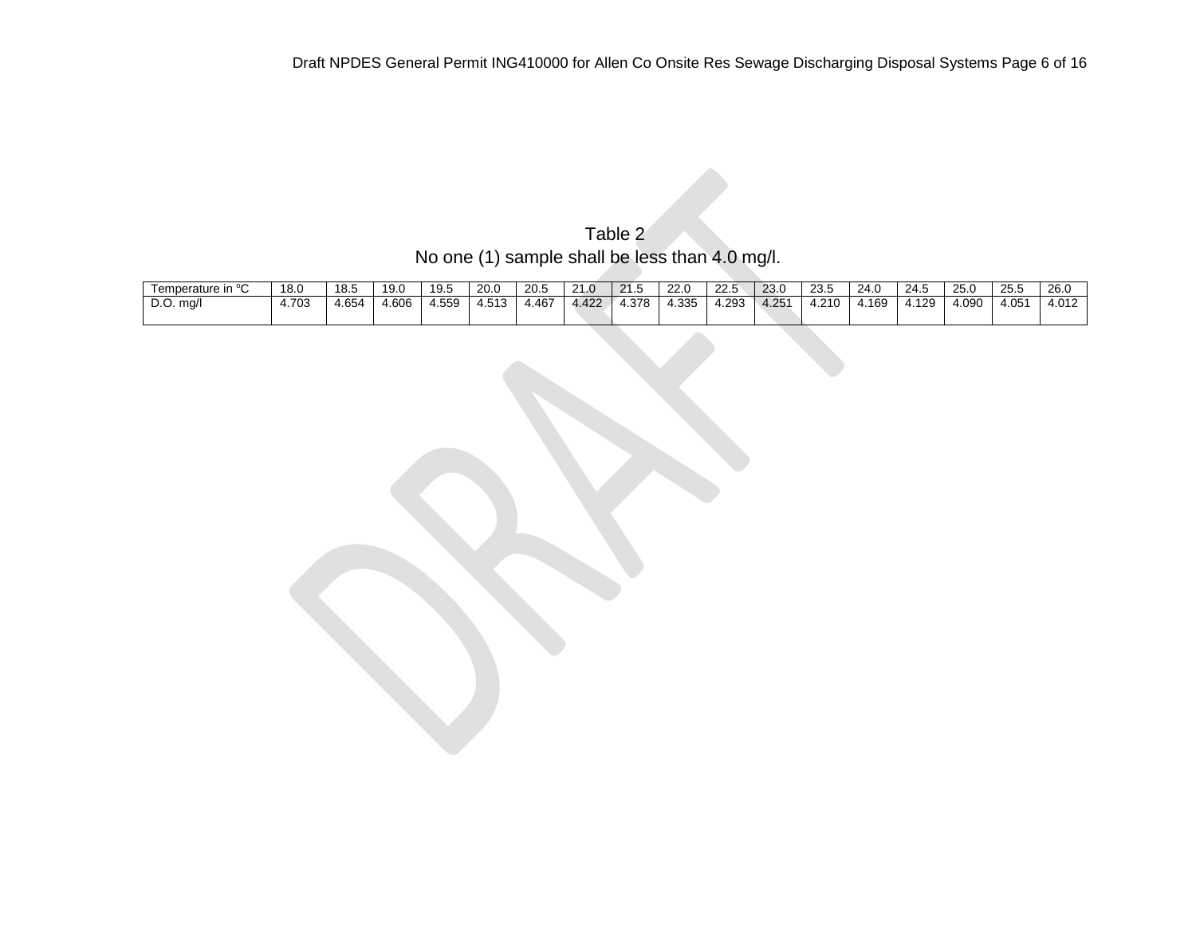Table 2

No one (1) sample shall be less than 4.0 mg/l.

| Temperature in ºC | 18.0 | 18.5 | 19.0 | 19.5 | 20.0 | 20.5 | 21.0 | 21.5 | 22.0 | 22.5 | 23.0 | 23.5 | 24.0 | 24.5 | 25.0 | 25.5 | 26.0 |
|---|---|---|---|---|---|---|---|---|---|---|---|---|---|---|---|---|---|
| D.O. mg/l | 4.703 | 4.654 | 4.606 | 4.559 | 4.513 | 4.467 | 4.422 | 4.378 | 4.335 | 4.293 | 4.251 | 4.210 | 4.169 | 4.129 | 4.090 | 4.051 | 4.012 |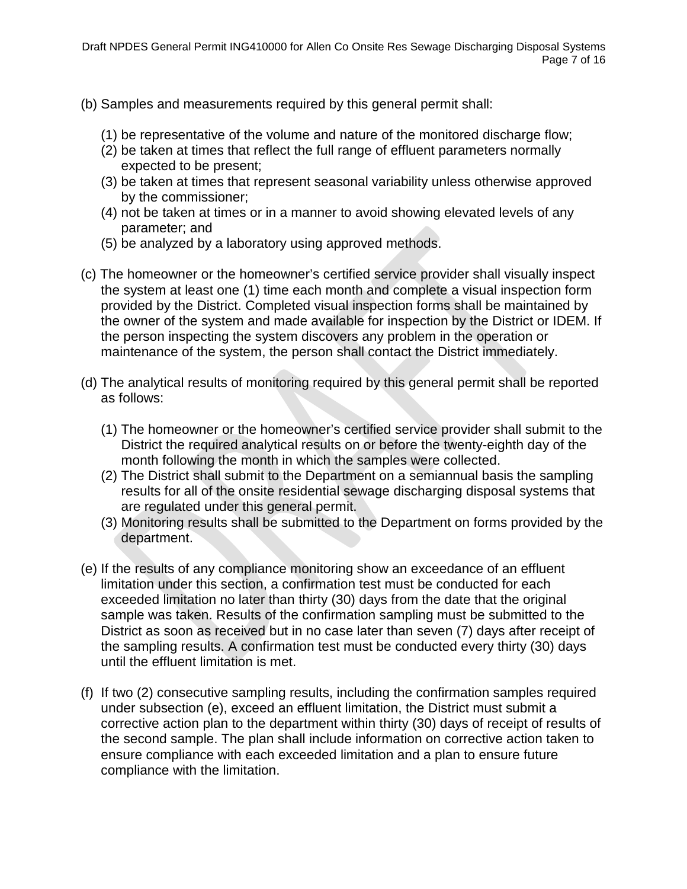(b) Samples and measurements required by this general permit shall:

(1) be representative of the volume and nature of the monitored discharge flow;
(2) be taken at times that reflect the full range of effluent parameters normally expected to be present;
(3) be taken at times that represent seasonal variability unless otherwise approved by the commissioner;
(4) not be taken at times or in a manner to avoid showing elevated levels of any parameter; and
(5) be analyzed by a laboratory using approved methods.

(c) The homeowner or the homeowner's certified service provider shall visually inspect the system at least one (1) time each month and complete a visual inspection form provided by the District. Completed visual inspection forms shall be maintained by the owner of the system and made available for inspection by the District or IDEM. If the person inspecting the system discovers any problem in the operation or maintenance of the system, the person shall contact the District immediately.

(d) The analytical results of monitoring required by this general permit shall be reported as follows:

(1) The homeowner or the homeowner's certified service provider shall submit to the District the required analytical results on or before the twenty-eighth day of the month following the month in which the samples were collected.
(2) The District shall submit to the Department on a semiannual basis the sampling results for all of the onsite residential sewage discharging disposal systems that are regulated under this general permit.
(3) Monitoring results shall be submitted to the Department on forms provided by the department.

(e) If the results of any compliance monitoring show an exceedance of an effluent limitation under this section, a confirmation test must be conducted for each exceeded limitation no later than thirty (30) days from the date that the original sample was taken. Results of the confirmation sampling must be submitted to the District as soon as received but in no case later than seven (7) days after receipt of the sampling results. A confirmation test must be conducted every thirty (30) days until the effluent limitation is met.

(f) If two (2) consecutive sampling results, including the confirmation samples required under subsection (e), exceed an effluent limitation, the District must submit a corrective action plan to the department within thirty (30) days of receipt of results of the second sample. The plan shall include information on corrective action taken to ensure compliance with each exceeded limitation and a plan to ensure future compliance with the limitation.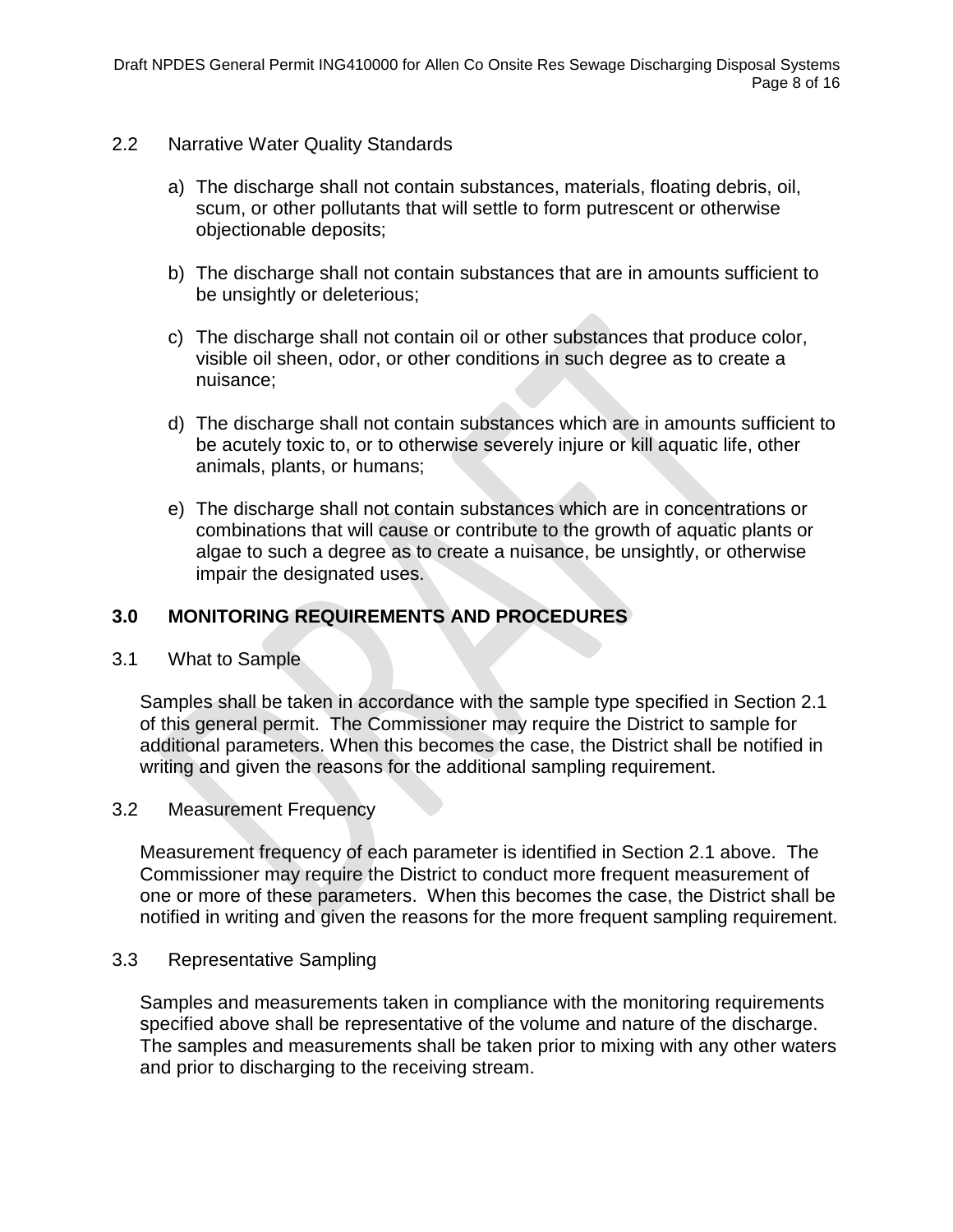### 2.2 Narrative Water Quality Standards

a) The discharge shall not contain substances, materials, floating debris, oil, scum, or other pollutants that will settle to form putrescent or otherwise objectionable deposits;

b) The discharge shall not contain substances that are in amounts sufficient to be unsightly or deleterious;

c) The discharge shall not contain oil or other substances that produce color, visible oil sheen, odor, or other conditions in such degree as to create a nuisance;

d) The discharge shall not contain substances which are in amounts sufficient to be acutely toxic to, or to otherwise severely injure or kill aquatic life, other animals, plants, or humans;

e) The discharge shall not contain substances which are in concentrations or combinations that will cause or contribute to the growth of aquatic plants or algae to such a degree as to create a nuisance, be unsightly, or otherwise impair the designated uses.

## 3.0 MONITORING REQUIREMENTS AND PROCEDURES

### 3.1 What to Sample

Samples shall be taken in accordance with the sample type specified in Section 2.1 of this general permit. The Commissioner may require the District to sample for additional parameters. When this becomes the case, the District shall be notified in writing and given the reasons for the additional sampling requirement.

### 3.2 Measurement Frequency

Measurement frequency of each parameter is identified in Section 2.1 above. The Commissioner may require the District to conduct more frequent measurement of one or more of these parameters. When this becomes the case, the District shall be notified in writing and given the reasons for the more frequent sampling requirement.

### 3.3 Representative Sampling

Samples and measurements taken in compliance with the monitoring requirements specified above shall be representative of the volume and nature of the discharge. The samples and measurements shall be taken prior to mixing with any other waters and prior to discharging to the receiving stream.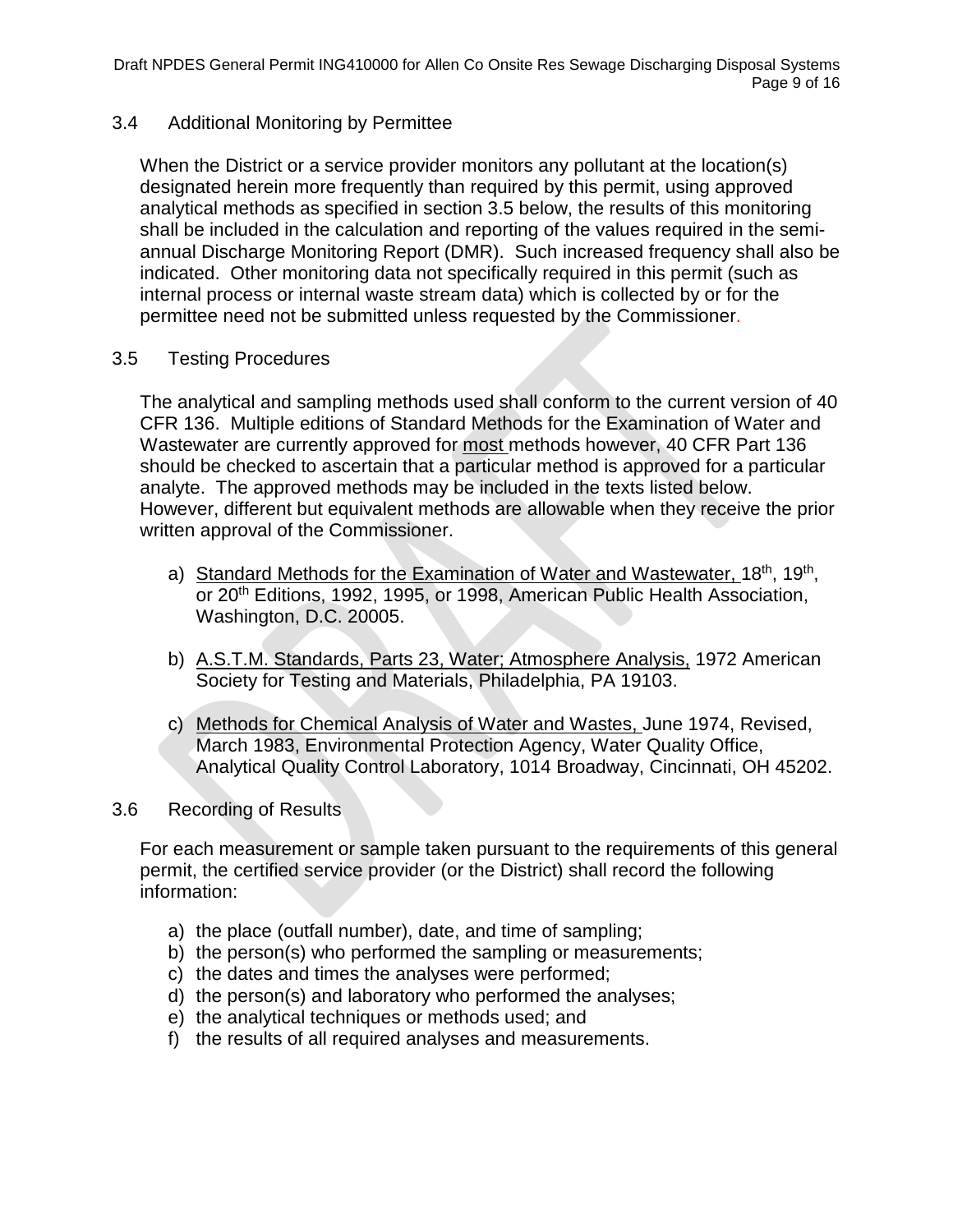### 3.4 Additional Monitoring by Permittee

When the District or a service provider monitors any pollutant at the location(s) designated herein more frequently than required by this permit, using approved analytical methods as specified in section 3.5 below, the results of this monitoring shall be included in the calculation and reporting of the values required in the semi-annual Discharge Monitoring Report (DMR). Such increased frequency shall also be indicated. Other monitoring data not specifically required in this permit (such as internal process or internal waste stream data) which is collected by or for the permittee need not be submitted unless requested by the Commissioner.

### 3.5 Testing Procedures

The analytical and sampling methods used shall conform to the current version of 40 CFR 136. Multiple editions of Standard Methods for the Examination of Water and Wastewater are currently approved for <u>most</u> methods however, 40 CFR Part 136 should be checked to ascertain that a particular method is approved for a particular analyte. The approved methods may be included in the texts listed below. However, different but equivalent methods are allowable when they receive the prior written approval of the Commissioner.

a) <u>Standard Methods for the Examination of Water and Wastewater,</u> 18th, 19th, or 20th Editions, 1992, 1995, or 1998, American Public Health Association, Washington, D.C. 20005.

b) <u>A.S.T.M. Standards, Parts 23, Water; Atmosphere Analysis,</u> 1972 American Society for Testing and Materials, Philadelphia, PA 19103.

c) <u>Methods for Chemical Analysis of Water and Wastes,</u> June 1974, Revised, March 1983, Environmental Protection Agency, Water Quality Office, Analytical Quality Control Laboratory, 1014 Broadway, Cincinnati, OH 45202.

### 3.6 Recording of Results

For each measurement or sample taken pursuant to the requirements of this general permit, the certified service provider (or the District) shall record the following information:

a) the place (outfall number), date, and time of sampling;
b) the person(s) who performed the sampling or measurements;
c) the dates and times the analyses were performed;
d) the person(s) and laboratory who performed the analyses;
e) the analytical techniques or methods used; and
f) the results of all required analyses and measurements.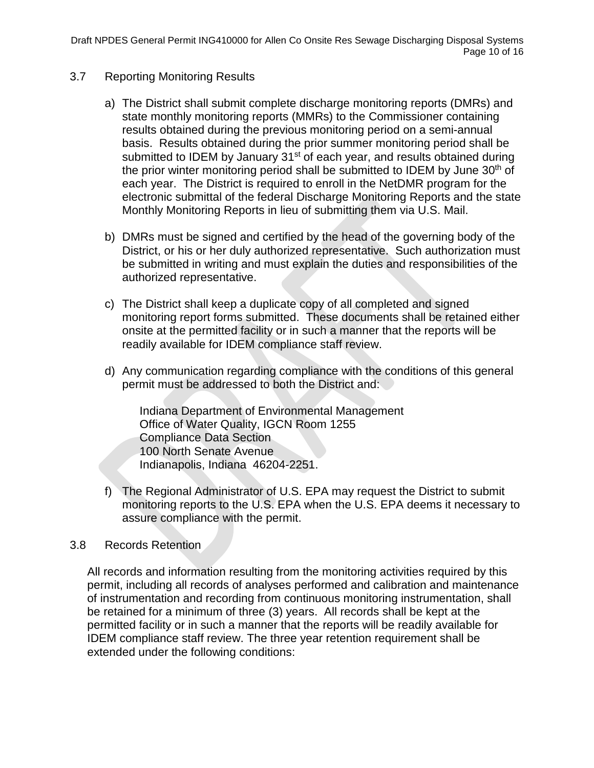### 3.7 Reporting Monitoring Results

a) The District shall submit complete discharge monitoring reports (DMRs) and state monthly monitoring reports (MMRs) to the Commissioner containing results obtained during the previous monitoring period on a semi-annual basis. Results obtained during the prior summer monitoring period shall be submitted to IDEM by January 31st of each year, and results obtained during the prior winter monitoring period shall be submitted to IDEM by June 30th of each year. The District is required to enroll in the NetDMR program for the electronic submittal of the federal Discharge Monitoring Reports and the state Monthly Monitoring Reports in lieu of submitting them via U.S. Mail.

b) DMRs must be signed and certified by the head of the governing body of the District, or his or her duly authorized representative. Such authorization must be submitted in writing and must explain the duties and responsibilities of the authorized representative.

c) The District shall keep a duplicate copy of all completed and signed monitoring report forms submitted. These documents shall be retained either onsite at the permitted facility or in such a manner that the reports will be readily available for IDEM compliance staff review.

d) Any communication regarding compliance with the conditions of this general permit must be addressed to both the District and:

Indiana Department of Environmental Management
Office of Water Quality, IGCN Room 1255
Compliance Data Section
100 North Senate Avenue
Indianapolis, Indiana 46204-2251.

f) The Regional Administrator of U.S. EPA may request the District to submit monitoring reports to the U.S. EPA when the U.S. EPA deems it necessary to assure compliance with the permit.

### 3.8 Records Retention

All records and information resulting from the monitoring activities required by this permit, including all records of analyses performed and calibration and maintenance of instrumentation and recording from continuous monitoring instrumentation, shall be retained for a minimum of three (3) years. All records shall be kept at the permitted facility or in such a manner that the reports will be readily available for IDEM compliance staff review. The three year retention requirement shall be extended under the following conditions: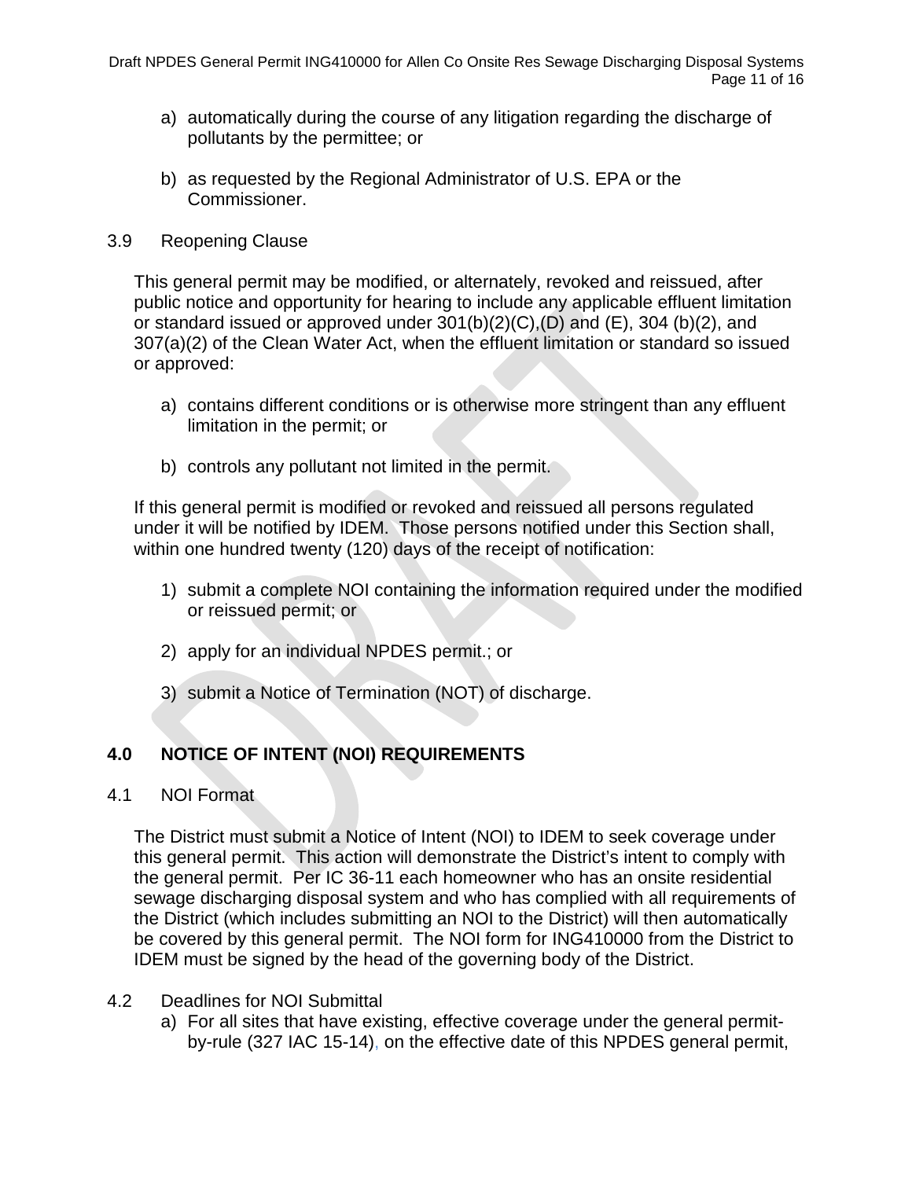a) automatically during the course of any litigation regarding the discharge of pollutants by the permittee; or

b) as requested by the Regional Administrator of U.S. EPA or the Commissioner.

3.9 Reopening Clause

This general permit may be modified, or alternately, revoked and reissued, after public notice and opportunity for hearing to include any applicable effluent limitation or standard issued or approved under 301(b)(2)(C),(D) and (E), 304 (b)(2), and 307(a)(2) of the Clean Water Act, when the effluent limitation or standard so issued or approved:

a) contains different conditions or is otherwise more stringent than any effluent limitation in the permit; or

b) controls any pollutant not limited in the permit.

If this general permit is modified or revoked and reissued all persons regulated under it will be notified by IDEM. Those persons notified under this Section shall, within one hundred twenty (120) days of the receipt of notification:

1) submit a complete NOI containing the information required under the modified or reissued permit; or

2) apply for an individual NPDES permit.; or

3) submit a Notice of Termination (NOT) of discharge.

## 4.0 NOTICE OF INTENT (NOI) REQUIREMENTS

4.1 NOI Format

The District must submit a Notice of Intent (NOI) to IDEM to seek coverage under this general permit. This action will demonstrate the District's intent to comply with the general permit. Per IC 36-11 each homeowner who has an onsite residential sewage discharging disposal system and who has complied with all requirements of the District (which includes submitting an NOI to the District) will then automatically be covered by this general permit. The NOI form for ING410000 from the District to IDEM must be signed by the head of the governing body of the District.

4.2 Deadlines for NOI Submittal

a) For all sites that have existing, effective coverage under the general permit-by-rule (327 IAC 15-14), on the effective date of this NPDES general permit,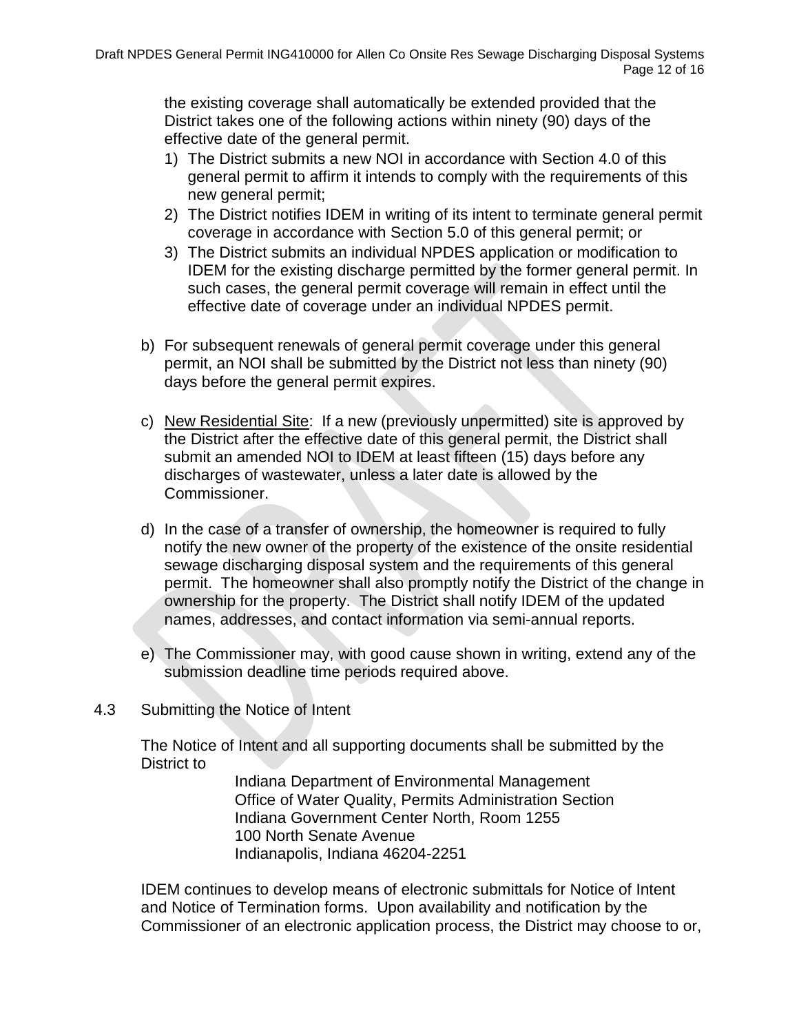the existing coverage shall automatically be extended provided that the District takes one of the following actions within ninety (90) days of the effective date of the general permit.

1) The District submits a new NOI in accordance with Section 4.0 of this general permit to affirm it intends to comply with the requirements of this new general permit;
2) The District notifies IDEM in writing of its intent to terminate general permit coverage in accordance with Section 5.0 of this general permit; or
3) The District submits an individual NPDES application or modification to IDEM for the existing discharge permitted by the former general permit. In such cases, the general permit coverage will remain in effect until the effective date of coverage under an individual NPDES permit.

b) For subsequent renewals of general permit coverage under this general permit, an NOI shall be submitted by the District not less than ninety (90) days before the general permit expires.

c) New Residential Site: If a new (previously unpermitted) site is approved by the District after the effective date of this general permit, the District shall submit an amended NOI to IDEM at least fifteen (15) days before any discharges of wastewater, unless a later date is allowed by the Commissioner.

d) In the case of a transfer of ownership, the homeowner is required to fully notify the new owner of the property of the existence of the onsite residential sewage discharging disposal system and the requirements of this general permit. The homeowner shall also promptly notify the District of the change in ownership for the property. The District shall notify IDEM of the updated names, addresses, and contact information via semi-annual reports.

e) The Commissioner may, with good cause shown in writing, extend any of the submission deadline time periods required above.

4.3 Submitting the Notice of Intent

The Notice of Intent and all supporting documents shall be submitted by the District to

Indiana Department of Environmental Management
Office of Water Quality, Permits Administration Section
Indiana Government Center North, Room 1255
100 North Senate Avenue
Indianapolis, Indiana 46204-2251

IDEM continues to develop means of electronic submittals for Notice of Intent and Notice of Termination forms. Upon availability and notification by the Commissioner of an electronic application process, the District may choose to or,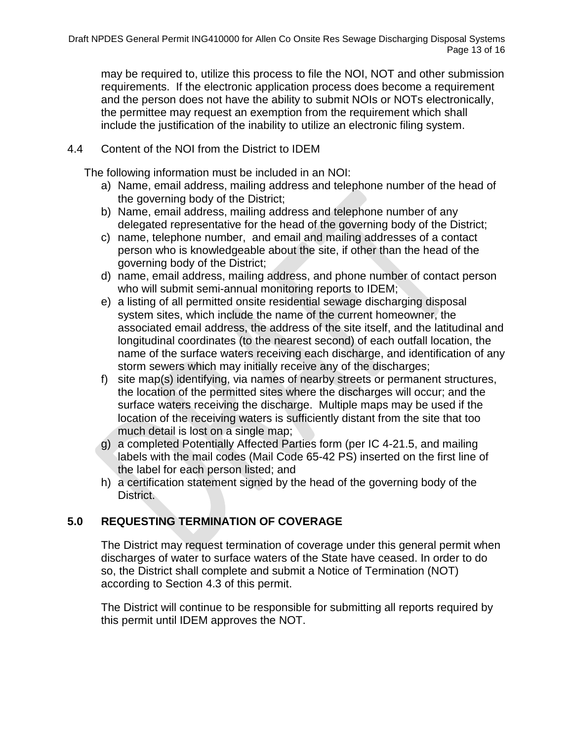may be required to, utilize this process to file the NOI, NOT and other submission requirements. If the electronic application process does become a requirement and the person does not have the ability to submit NOIs or NOTs electronically, the permittee may request an exemption from the requirement which shall include the justification of the inability to utilize an electronic filing system.

4.4 Content of the NOI from the District to IDEM

The following information must be included in an NOI:

a) Name, email address, mailing address and telephone number of the head of the governing body of the District;
b) Name, email address, mailing address and telephone number of any delegated representative for the head of the governing body of the District;
c) name, telephone number, and email and mailing addresses of a contact person who is knowledgeable about the site, if other than the head of the governing body of the District;
d) name, email address, mailing address, and phone number of contact person who will submit semi-annual monitoring reports to IDEM;
e) a listing of all permitted onsite residential sewage discharging disposal system sites, which include the name of the current homeowner, the associated email address, the address of the site itself, and the latitudinal and longitudinal coordinates (to the nearest second) of each outfall location, the name of the surface waters receiving each discharge, and identification of any storm sewers which may initially receive any of the discharges;
f) site map(s) identifying, via names of nearby streets or permanent structures, the location of the permitted sites where the discharges will occur; and the surface waters receiving the discharge. Multiple maps may be used if the location of the receiving waters is sufficiently distant from the site that too much detail is lost on a single map;
g) a completed Potentially Affected Parties form (per IC 4-21.5, and mailing labels with the mail codes (Mail Code 65-42 PS) inserted on the first line of the label for each person listed; and
h) a certification statement signed by the head of the governing body of the District.

## 5.0 REQUESTING TERMINATION OF COVERAGE

The District may request termination of coverage under this general permit when discharges of water to surface waters of the State have ceased. In order to do so, the District shall complete and submit a Notice of Termination (NOT) according to Section 4.3 of this permit.

The District will continue to be responsible for submitting all reports required by this permit until IDEM approves the NOT.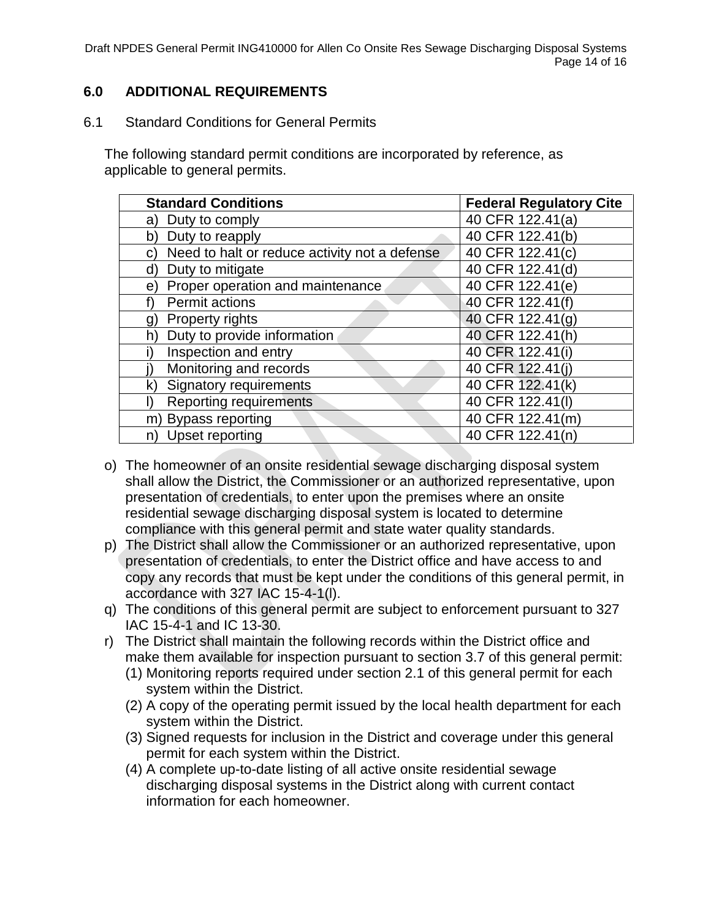## 6.0 ADDITIONAL REQUIREMENTS

6.1 Standard Conditions for General Permits

The following standard permit conditions are incorporated by reference, as applicable to general permits.

| Standard Conditions | Federal Regulatory Cite |
|---|---|
| a) Duty to comply | 40 CFR 122.41(a) |
| b) Duty to reapply | 40 CFR 122.41(b) |
| c) Need to halt or reduce activity not a defense | 40 CFR 122.41(c) |
| d) Duty to mitigate | 40 CFR 122.41(d) |
| e) Proper operation and maintenance | 40 CFR 122.41(e) |
| f) Permit actions | 40 CFR 122.41(f) |
| g) Property rights | 40 CFR 122.41(g) |
| h) Duty to provide information | 40 CFR 122.41(h) |
| i) Inspection and entry | 40 CFR 122.41(i) |
| j) Monitoring and records | 40 CFR 122.41(j) |
| k) Signatory requirements | 40 CFR 122.41(k) |
| l) Reporting requirements | 40 CFR 122.41(l) |
| m) Bypass reporting | 40 CFR 122.41(m) |
| n) Upset reporting | 40 CFR 122.41(n) |

o) The homeowner of an onsite residential sewage discharging disposal system shall allow the District, the Commissioner or an authorized representative, upon presentation of credentials, to enter upon the premises where an onsite residential sewage discharging disposal system is located to determine compliance with this general permit and state water quality standards.

p) The District shall allow the Commissioner or an authorized representative, upon presentation of credentials, to enter the District office and have access to and copy any records that must be kept under the conditions of this general permit, in accordance with 327 IAC 15-4-1(l).

q) The conditions of this general permit are subject to enforcement pursuant to 327 IAC 15-4-1 and IC 13-30.

r) The District shall maintain the following records within the District office and make them available for inspection pursuant to section 3.7 of this general permit:
   (1) Monitoring reports required under section 2.1 of this general permit for each system within the District.
   (2) A copy of the operating permit issued by the local health department for each system within the District.
   (3) Signed requests for inclusion in the District and coverage under this general permit for each system within the District.
   (4) A complete up-to-date listing of all active onsite residential sewage discharging disposal systems in the District along with current contact information for each homeowner.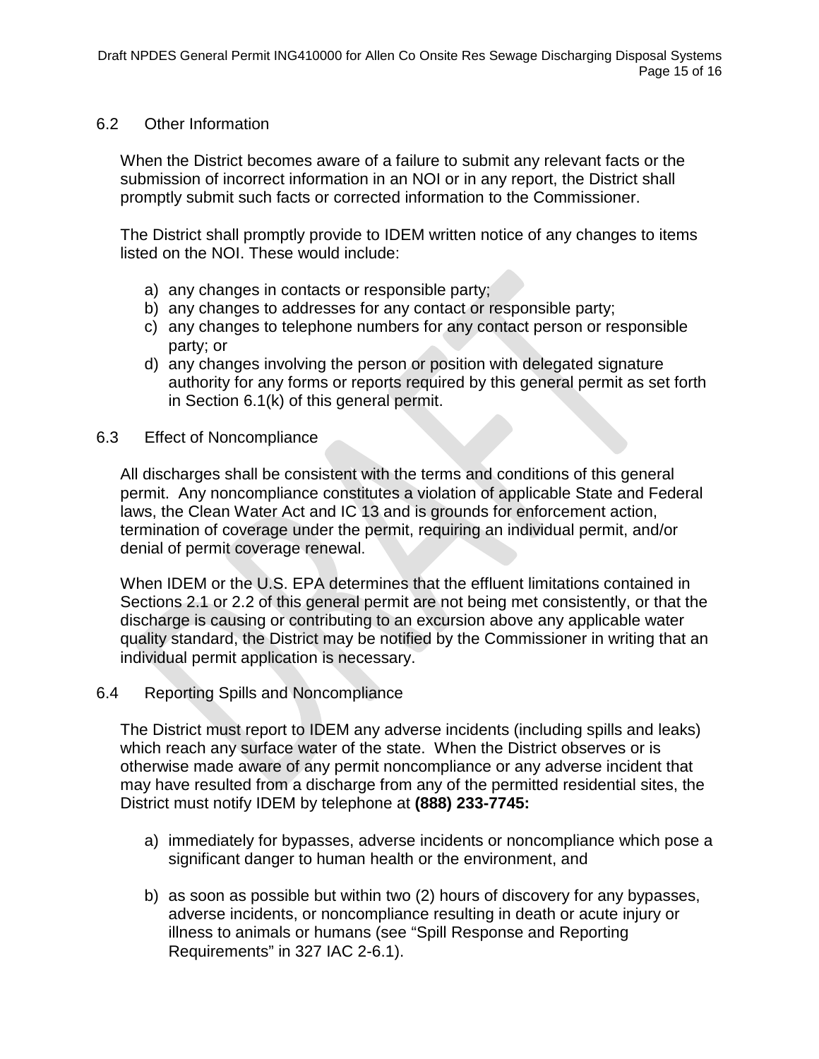### 6.2 Other Information

When the District becomes aware of a failure to submit any relevant facts or the submission of incorrect information in an NOI or in any report, the District shall promptly submit such facts or corrected information to the Commissioner.

The District shall promptly provide to IDEM written notice of any changes to items listed on the NOI. These would include:

a) any changes in contacts or responsible party;
b) any changes to addresses for any contact or responsible party;
c) any changes to telephone numbers for any contact person or responsible party; or
d) any changes involving the person or position with delegated signature authority for any forms or reports required by this general permit as set forth in Section 6.1(k) of this general permit.

### 6.3 Effect of Noncompliance

All discharges shall be consistent with the terms and conditions of this general permit. Any noncompliance constitutes a violation of applicable State and Federal laws, the Clean Water Act and IC 13 and is grounds for enforcement action, termination of coverage under the permit, requiring an individual permit, and/or denial of permit coverage renewal.

When IDEM or the U.S. EPA determines that the effluent limitations contained in Sections 2.1 or 2.2 of this general permit are not being met consistently, or that the discharge is causing or contributing to an excursion above any applicable water quality standard, the District may be notified by the Commissioner in writing that an individual permit application is necessary.

### 6.4 Reporting Spills and Noncompliance

The District must report to IDEM any adverse incidents (including spills and leaks) which reach any surface water of the state. When the District observes or is otherwise made aware of any permit noncompliance or any adverse incident that may have resulted from a discharge from any of the permitted residential sites, the District must notify IDEM by telephone at **(888) 233-7745:**

a) immediately for bypasses, adverse incidents or noncompliance which pose a significant danger to human health or the environment, and

b) as soon as possible but within two (2) hours of discovery for any bypasses, adverse incidents, or noncompliance resulting in death or acute injury or illness to animals or humans (see "Spill Response and Reporting Requirements" in 327 IAC 2-6.1).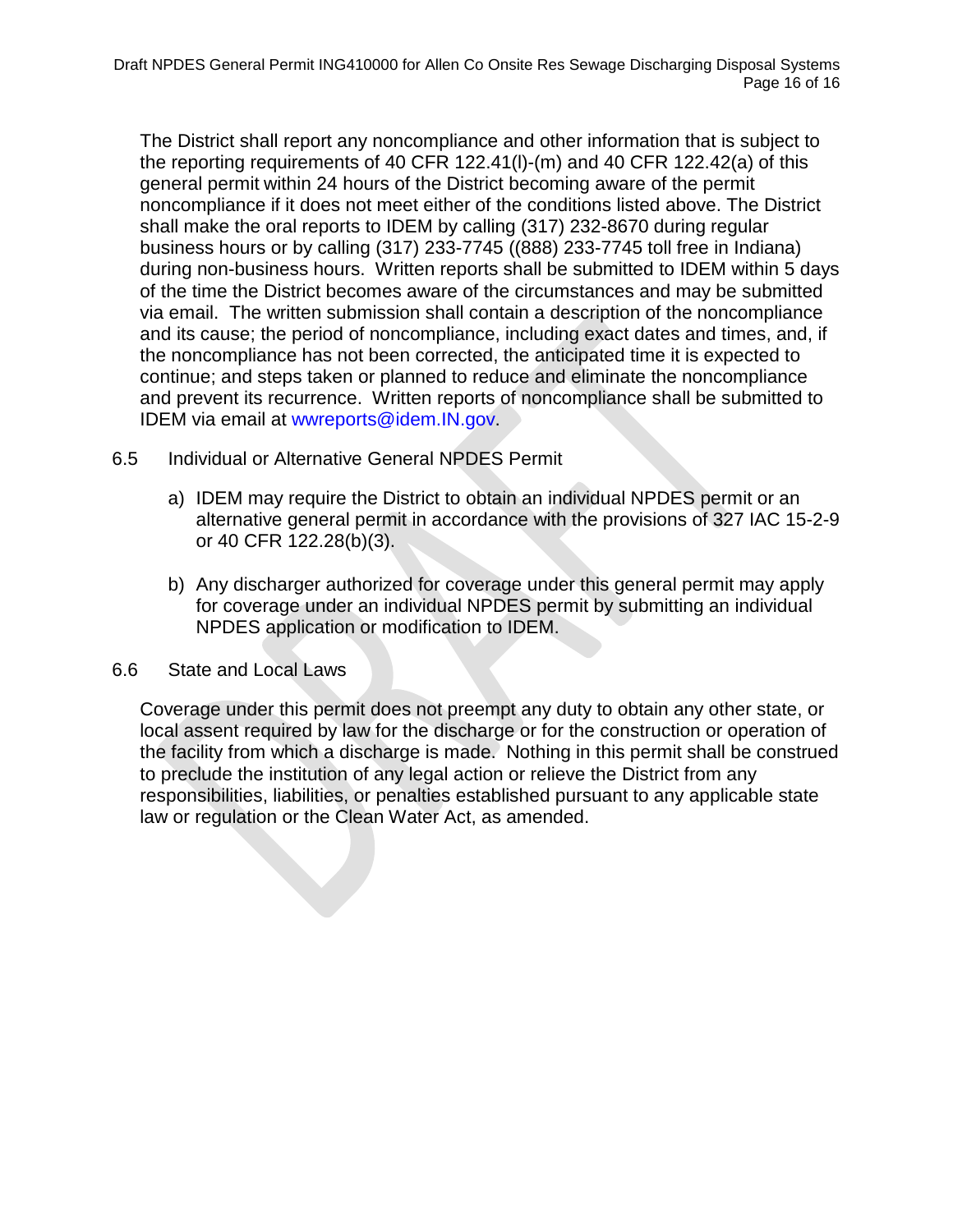The District shall report any noncompliance and other information that is subject to the reporting requirements of 40 CFR 122.41(l)-(m) and 40 CFR 122.42(a) of this general permit within 24 hours of the District becoming aware of the permit noncompliance if it does not meet either of the conditions listed above. The District shall make the oral reports to IDEM by calling (317) 232-8670 during regular business hours or by calling (317) 233-7745 ((888) 233-7745 toll free in Indiana) during non-business hours. Written reports shall be submitted to IDEM within 5 days of the time the District becomes aware of the circumstances and may be submitted via email. The written submission shall contain a description of the noncompliance and its cause; the period of noncompliance, including exact dates and times, and, if the noncompliance has not been corrected, the anticipated time it is expected to continue; and steps taken or planned to reduce and eliminate the noncompliance and prevent its recurrence. Written reports of noncompliance shall be submitted to IDEM via email at wwreports@idem.IN.gov.

### 6.5 Individual or Alternative General NPDES Permit

a) IDEM may require the District to obtain an individual NPDES permit or an alternative general permit in accordance with the provisions of 327 IAC 15-2-9 or 40 CFR 122.28(b)(3).

b) Any discharger authorized for coverage under this general permit may apply for coverage under an individual NPDES permit by submitting an individual NPDES application or modification to IDEM.

### 6.6 State and Local Laws

Coverage under this permit does not preempt any duty to obtain any other state, or local assent required by law for the discharge or for the construction or operation of the facility from which a discharge is made. Nothing in this permit shall be construed to preclude the institution of any legal action or relieve the District from any responsibilities, liabilities, or penalties established pursuant to any applicable state law or regulation or the Clean Water Act, as amended.